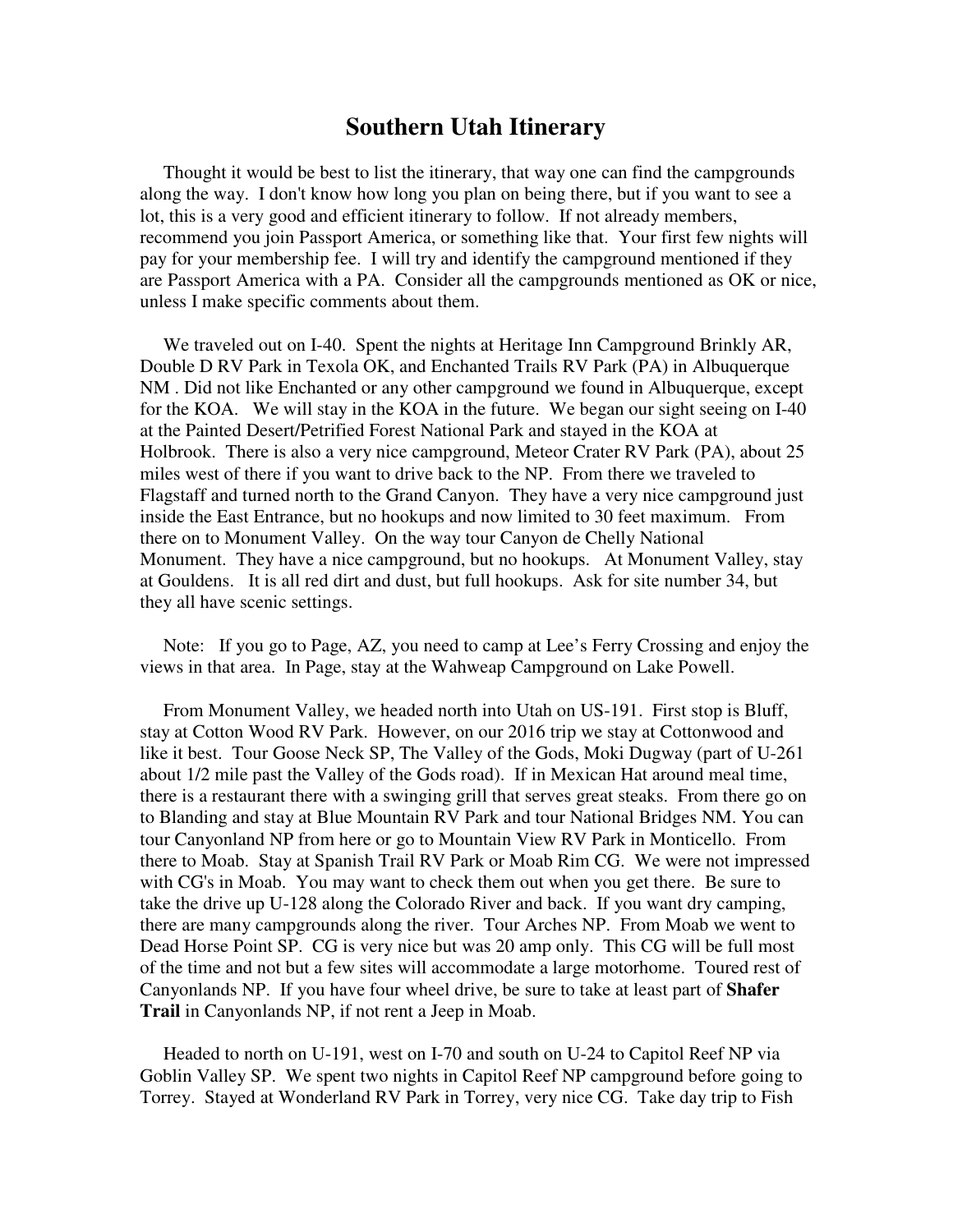# Southern Utah Itinerary

Thought it would be best to list the itinerary, that way one can find the campgrounds along the way. I don't know how long you plan on being there, but if you want to see a lot, this is a very good and efficient itinerary to follow. If not already members, recommend you join Passport America, or something like that. Your first few nights will pay for your membership fee. I will try and identify the campground mentioned if they are Passport America with a PA. Consider all the campgrounds mentioned as OK or nice, unless I make specific comments about them.

We traveled out on I-40. Spent the nights at Heritage Inn Campground Brinkly AR, Double D RV Park in Texola OK, and Enchanted Trails RV Park (PA) in Albuquerque NM . Did not like Enchanted or any other campground we found in Albuquerque, except for the KOA. We will stay in the KOA in the future. We began our sight seeing on I-40 at the Painted Desert/Petrified Forest National Park and stayed in the KOA at Holbrook. There is also a very nice campground, Meteor Crater RV Park (PA), about 25 miles west of there if you want to drive back to the NP. From there we traveled to Flagstaff and turned north to the Grand Canyon. They have a very nice campground just inside the East Entrance, but no hookups and now limited to 30 feet maximum. From there on to Monument Valley. On the way tour Canyon de Chelly National Monument. They have a nice campground, but no hookups. At Monument Valley, stay at Gouldens. It is all red dirt and dust, but full hookups. Ask for site number 34, but they all have scenic settings.

Note: If you go to Page, AZ, you need to camp at Lee's Ferry Crossing and enjoy the views in that area. In Page, stay at the Wahweap Campground on Lake Powell.

From Monument Valley, we headed north into Utah on US-191. First stop is Bluff, stay at Cotton Wood RV Park. However, on our 2016 trip we stay at Cottonwood and like it best. Tour Goose Neck SP, The Valley of the Gods, Moki Dugway (part of U-261 about 1/2 mile past the Valley of the Gods road). If in Mexican Hat around meal time, there is a restaurant there with a swinging grill that serves great steaks. From there go on to Blanding and stay at Blue Mountain RV Park and tour National Bridges NM. You can tour Canyonland NP from here or go to Mountain View RV Park in Monticello. From there to Moab. Stay at Spanish Trail RV Park or Moab Rim CG. We were not impressed with CG's in Moab. You may want to check them out when you get there. Be sure to take the drive up U-128 along the Colorado River and back. If you want dry camping, there are many campgrounds along the river. Tour Arches NP. From Moab we went to Dead Horse Point SP. CG is very nice but was 20 amp only. This CG will be full most of the time and not but a few sites will accommodate a large motorhome. Toured rest of Canyonlands NP. If you have four wheel drive, be sure to take at least part of **Shafer Trail** in Canyonlands NP, if not rent a Jeep in Moab.

Headed to north on U-191, west on I-70 and south on U-24 to Capitol Reef NP via Goblin Valley SP. We spent two nights in Capitol Reef NP campground before going to Torrey. Stayed at Wonderland RV Park in Torrey, very nice CG. Take day trip to Fish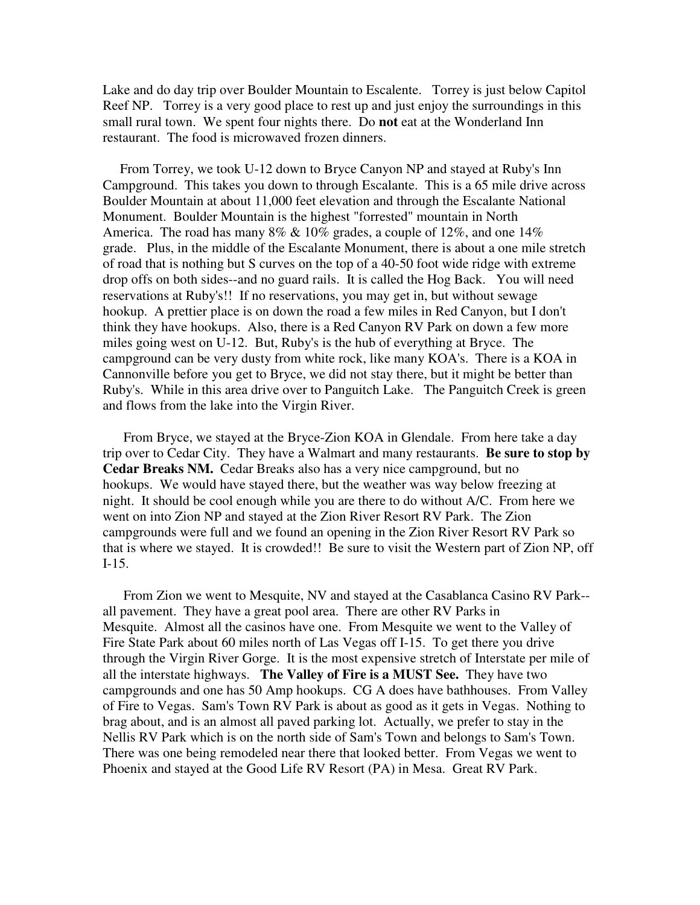Lake and do day trip over Boulder Mountain to Escalente.  Torrey is just below Capitol Reef NP.  Torrey is a very good place to rest up and just enjoy the surroundings in this small rural town.  We spent four nights there.  Do **not** eat at the Wonderland Inn restaurant.  The food is microwaved frozen dinners.

From Torrey, we took U-12 down to Bryce Canyon NP and stayed at Ruby's Inn Campground.  This takes you down to through Escalante.  This is a 65 mile drive across Boulder Mountain at about 11,000 feet elevation and through the Escalante National Monument.  Boulder Mountain is the highest "forrested" mountain in North America.  The road has many 8% & 10% grades, a couple of 12%, and one 14% grade.  Plus, in the middle of the Escalante Monument, there is about a one mile stretch of road that is nothing but S curves on the top of a 40-50 foot wide ridge with extreme drop offs on both sides--and no guard rails.  It is called the Hog Back.  You will need reservations at Ruby's!!  If no reservations, you may get in, but without sewage hookup.  A prettier place is on down the road a few miles in Red Canyon, but I don't think they have hookups.  Also, there is a Red Canyon RV Park on down a few more miles going west on U-12.  But, Ruby's is the hub of everything at Bryce.  The campground can be very dusty from white rock, like many KOA's.  There is a KOA in Cannonville before you get to Bryce, we did not stay there, but it might be better than Ruby's.  While in this area drive over to Panguitch Lake.  The Panguitch Creek is green and flows from the lake into the Virgin River.

From Bryce, we stayed at the Bryce-Zion KOA in Glendale.  From here take a day trip over to Cedar City.  They have a Walmart and many restaurants.  **Be sure to stop by Cedar Breaks NM.**  Cedar Breaks also has a very nice campground, but no hookups.  We would have stayed there, but the weather was way below freezing at night.  It should be cool enough while you are there to do without A/C.  From here we went on into Zion NP and stayed at the Zion River Resort RV Park.  The Zion campgrounds were full and we found an opening in the Zion River Resort RV Park so that is where we stayed.  It is crowded!!  Be sure to visit the Western part of Zion NP, off I-15.

From Zion we went to Mesquite, NV and stayed at the Casablanca Casino RV Park--all pavement.  They have a great pool area.  There are other RV Parks in Mesquite.  Almost all the casinos have one.  From Mesquite we went to the Valley of Fire State Park about 60 miles north of Las Vegas off I-15.  To get there you drive through the Virgin River Gorge.  It is the most expensive stretch of Interstate per mile of all the interstate highways.  **The Valley of Fire is a MUST See.**  They have two campgrounds and one has 50 Amp hookups.  CG A does have bathhouses.  From Valley of Fire to Vegas.  Sam's Town RV Park is about as good as it gets in Vegas.  Nothing to brag about, and is an almost all paved parking lot.  Actually, we prefer to stay in the Nellis RV Park which is on the north side of Sam's Town and belongs to Sam's Town.  There was one being remodeled near there that looked better.  From Vegas we went to Phoenix and stayed at the Good Life RV Resort (PA) in Mesa.  Great RV Park.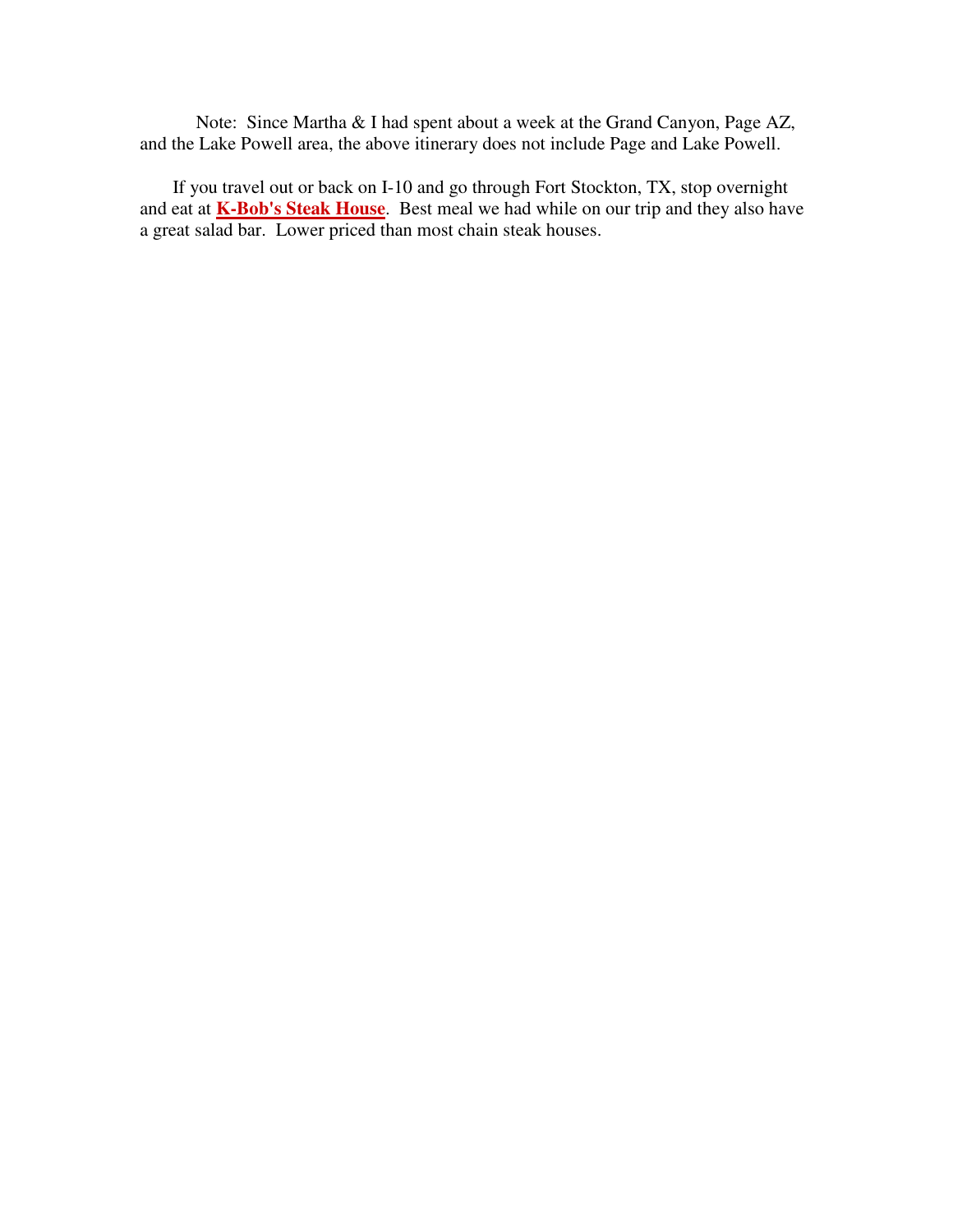Note: Since Martha & I had spent about a week at the Grand Canyon, Page AZ, and the Lake Powell area, the above itinerary does not include Page and Lake Powell.

If you travel out or back on I-10 and go through Fort Stockton, TX, stop overnight and eat at **K-Bob's Steak House**. Best meal we had while on our trip and they also have a great salad bar. Lower priced than most chain steak houses.